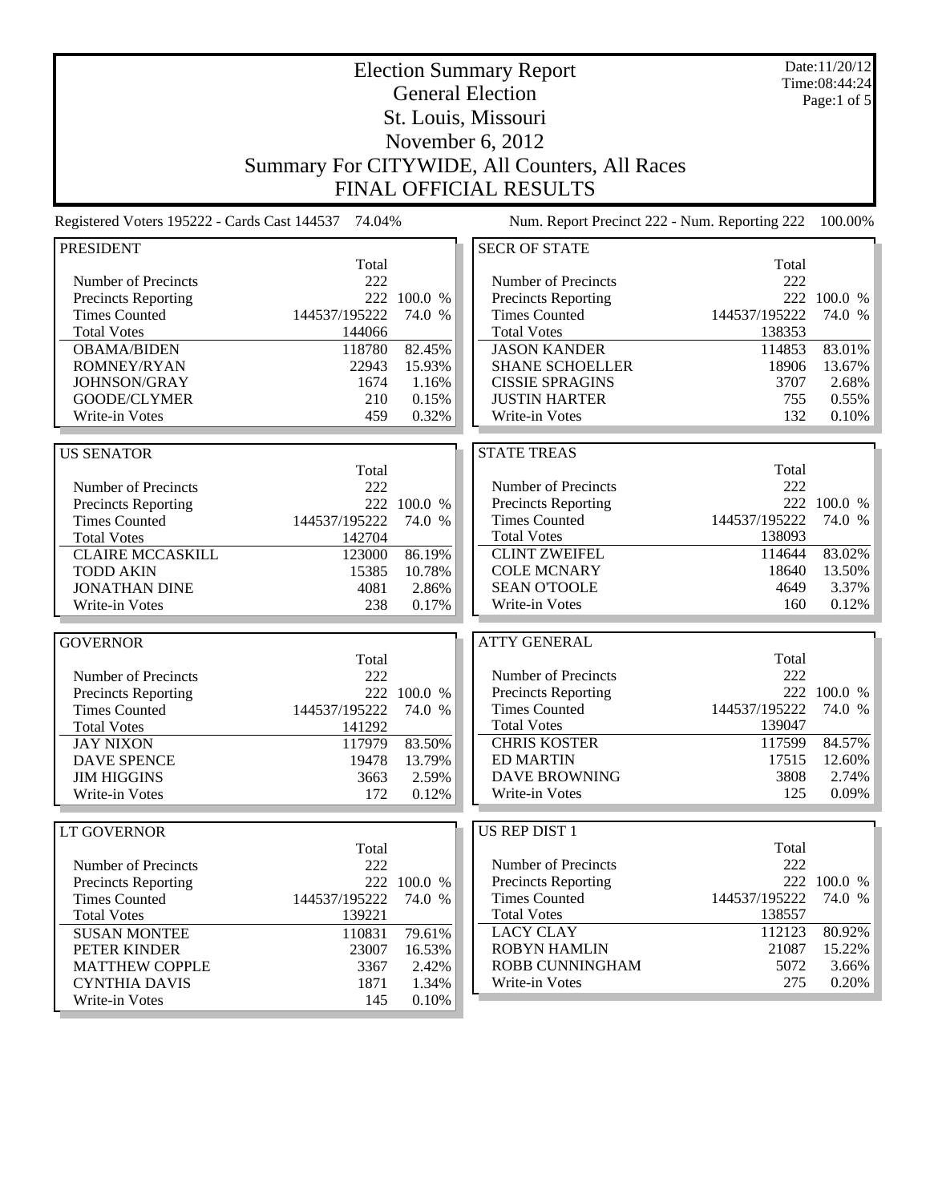# Election Summary Report

## General Election
## St. Louis, Missouri
## November 6, 2012
## Summary For CITYWIDE, All Counters, All Races
## FINAL OFFICIAL RESULTS

Date:11/20/12
Time:08:44:24

Registered Voters 195222 - Cards Cast 144537 74.04%

Num. Report Precinct 222 - Num. Reporting 222 100.00%

### PRESIDENT

| | Total | |
|---|---|---|
| Number of Precincts | 222 | |
| Precincts Reporting | 222 | 100.0 % |
| Times Counted | 144537/195222 | 74.0 % |
| Total Votes | 144066 | |
| OBAMA/BIDEN | 118780 | 82.45% |
| ROMNEY/RYAN | 22943 | 15.93% |
| JOHNSON/GRAY | 1674 | 1.16% |
| GOODE/CLYMER | 210 | 0.15% |
| Write-in Votes | 459 | 0.32% |

### US SENATOR

| | Total | |
|---|---|---|
| Number of Precincts | 222 | |
| Precincts Reporting | 222 | 100.0 % |
| Times Counted | 144537/195222 | 74.0 % |
| Total Votes | 142704 | |
| CLAIRE MCCASKILL | 123000 | 86.19% |
| TODD AKIN | 15385 | 10.78% |
| JONATHAN DINE | 4081 | 2.86% |
| Write-in Votes | 238 | 0.17% |

### GOVERNOR

| | Total | |
|---|---|---|
| Number of Precincts | 222 | |
| Precincts Reporting | 222 | 100.0 % |
| Times Counted | 144537/195222 | 74.0 % |
| Total Votes | 141292 | |
| JAY NIXON | 117979 | 83.50% |
| DAVE SPENCE | 19478 | 13.79% |
| JIM HIGGINS | 3663 | 2.59% |
| Write-in Votes | 172 | 0.12% |

### LT GOVERNOR

| | Total | |
|---|---|---|
| Number of Precincts | 222 | |
| Precincts Reporting | 222 | 100.0 % |
| Times Counted | 144537/195222 | 74.0 % |
| Total Votes | 139221 | |
| SUSAN MONTEE | 110831 | 79.61% |
| PETER KINDER | 23007 | 16.53% |
| MATTHEW COPPLE | 3367 | 2.42% |
| CYNTHIA DAVIS | 1871 | 1.34% |
| Write-in Votes | 145 | 0.10% |

### SECR OF STATE

| | Total | |
|---|---|---|
| Number of Precincts | 222 | |
| Precincts Reporting | 222 | 100.0 % |
| Times Counted | 144537/195222 | 74.0 % |
| Total Votes | 138353 | |
| JASON KANDER | 114853 | 83.01% |
| SHANE SCHOELLER | 18906 | 13.67% |
| CISSIE SPRAGINS | 3707 | 2.68% |
| JUSTIN HARTER | 755 | 0.55% |
| Write-in Votes | 132 | 0.10% |

### STATE TREAS

| | Total | |
|---|---|---|
| Number of Precincts | 222 | |
| Precincts Reporting | 222 | 100.0 % |
| Times Counted | 144537/195222 | 74.0 % |
| Total Votes | 138093 | |
| CLINT ZWEIFEL | 114644 | 83.02% |
| COLE MCNARY | 18640 | 13.50% |
| SEAN O'TOOLE | 4649 | 3.37% |
| Write-in Votes | 160 | 0.12% |

### ATTY GENERAL

| | Total | |
|---|---|---|
| Number of Precincts | 222 | |
| Precincts Reporting | 222 | 100.0 % |
| Times Counted | 144537/195222 | 74.0 % |
| Total Votes | 139047 | |
| CHRIS KOSTER | 117599 | 84.57% |
| ED MARTIN | 17515 | 12.60% |
| DAVE BROWNING | 3808 | 2.74% |
| Write-in Votes | 125 | 0.09% |

### US REP DIST 1

| | Total | |
|---|---|---|
| Number of Precincts | 222 | |
| Precincts Reporting | 222 | 100.0 % |
| Times Counted | 144537/195222 | 74.0 % |
| Total Votes | 138557 | |
| LACY CLAY | 112123 | 80.92% |
| ROBYN HAMLIN | 21087 | 15.22% |
| ROBB CUNNINGHAM | 5072 | 3.66% |
| Write-in Votes | 275 | 0.20% |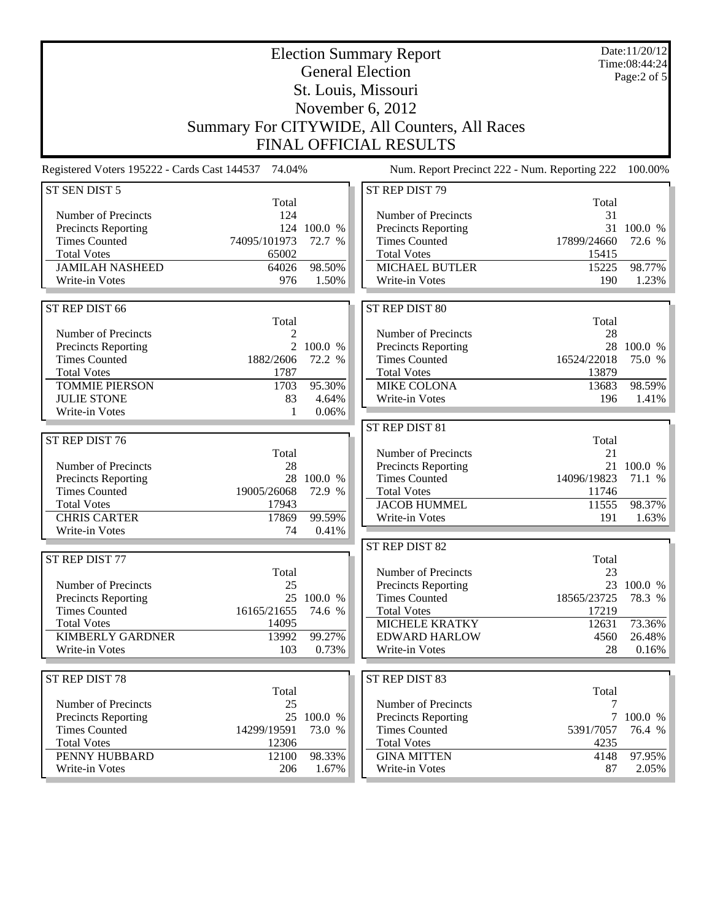# Election Summary Report

## General Election

## St. Louis, Missouri

## November 6, 2012

## Summary For CITYWIDE, All Counters, All Races

## FINAL OFFICIAL RESULTS

Date:11/20/12
Time:08:44:24

Registered Voters 195222 - Cards Cast 144537 74.04%

Num. Report Precinct 222 - Num. Reporting 222 100.00%

### ST SEN DIST 5

| | Total | |
|---|---|---|
| Number of Precincts | 124 | |
| Precincts Reporting | 124 | 100.0 % |
| Times Counted | 74095/101973 | 72.7 % |
| Total Votes | 65002 | |
| JAMILAH NASHEED | 64026 | 98.50% |
| Write-in Votes | 976 | 1.50% |

### ST REP DIST 66

| | Total | |
|---|---|---|
| Number of Precincts | 2 | |
| Precincts Reporting | 2 | 100.0 % |
| Times Counted | 1882/2606 | 72.2 % |
| Total Votes | 1787 | |
| TOMMIE PIERSON | 1703 | 95.30% |
| JULIE STONE | 83 | 4.64% |
| Write-in Votes | 1 | 0.06% |

### ST REP DIST 76

| | Total | |
|---|---|---|
| Number of Precincts | 28 | |
| Precincts Reporting | 28 | 100.0 % |
| Times Counted | 19005/26068 | 72.9 % |
| Total Votes | 17943 | |
| CHRIS CARTER | 17869 | 99.59% |
| Write-in Votes | 74 | 0.41% |

### ST REP DIST 77

| | Total | |
|---|---|---|
| Number of Precincts | 25 | |
| Precincts Reporting | 25 | 100.0 % |
| Times Counted | 16165/21655 | 74.6 % |
| Total Votes | 14095 | |
| KIMBERLY GARDNER | 13992 | 99.27% |
| Write-in Votes | 103 | 0.73% |

### ST REP DIST 78

| | Total | |
|---|---|---|
| Number of Precincts | 25 | |
| Precincts Reporting | 25 | 100.0 % |
| Times Counted | 14299/19591 | 73.0 % |
| Total Votes | 12306 | |
| PENNY HUBBARD | 12100 | 98.33% |
| Write-in Votes | 206 | 1.67% |

### ST REP DIST 79

| | Total | |
|---|---|---|
| Number of Precincts | 31 | |
| Precincts Reporting | 31 | 100.0 % |
| Times Counted | 17899/24660 | 72.6 % |
| Total Votes | 15415 | |
| MICHAEL BUTLER | 15225 | 98.77% |
| Write-in Votes | 190 | 1.23% |

### ST REP DIST 80

| | Total | |
|---|---|---|
| Number of Precincts | 28 | |
| Precincts Reporting | 28 | 100.0 % |
| Times Counted | 16524/22018 | 75.0 % |
| Total Votes | 13879 | |
| MIKE COLONA | 13683 | 98.59% |
| Write-in Votes | 196 | 1.41% |

### ST REP DIST 81

| | Total | |
|---|---|---|
| Number of Precincts | 21 | |
| Precincts Reporting | 21 | 100.0 % |
| Times Counted | 14096/19823 | 71.1 % |
| Total Votes | 11746 | |
| JACOB HUMMEL | 11555 | 98.37% |
| Write-in Votes | 191 | 1.63% |

### ST REP DIST 82

| | Total | |
|---|---|---|
| Number of Precincts | 23 | |
| Precincts Reporting | 23 | 100.0 % |
| Times Counted | 18565/23725 | 78.3 % |
| Total Votes | 17219 | |
| MICHELE KRATKY | 12631 | 73.36% |
| EDWARD HARLOW | 4560 | 26.48% |
| Write-in Votes | 28 | 0.16% |

### ST REP DIST 83

| | Total | |
|---|---|---|
| Number of Precincts | 7 | |
| Precincts Reporting | 7 | 100.0 % |
| Times Counted | 5391/7057 | 76.4 % |
| Total Votes | 4235 | |
| GINA MITTEN | 4148 | 97.95% |
| Write-in Votes | 87 | 2.05% |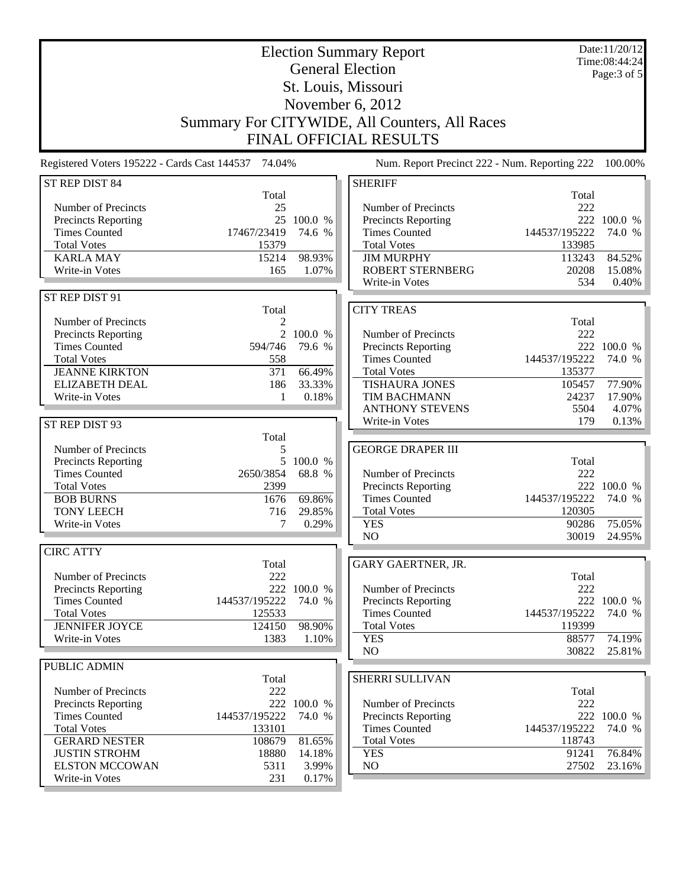# Election Summary Report

## General Election

## St. Louis, Missouri

## November 6, 2012

## Summary For CITYWIDE, All Counters, All Races

## FINAL OFFICIAL RESULTS

Date:11/20/12
Time:08:44:24

Registered Voters 195222 - Cards Cast 144537 74.04%

Num. Report Precinct 222 - Num. Reporting 222 100.00%

### ST REP DIST 84

| | Total | |
|---|---|---|
| Number of Precincts | 25 | |
| Precincts Reporting | 25 | 100.0 % |
| Times Counted | 17467/23419 | 74.6 % |
| Total Votes | 15379 | |
| KARLA MAY | 15214 | 98.93% |
| Write-in Votes | 165 | 1.07% |

### ST REP DIST 91

| | Total | |
|---|---|---|
| Number of Precincts | 2 | |
| Precincts Reporting | 2 | 100.0 % |
| Times Counted | 594/746 | 79.6 % |
| Total Votes | 558 | |
| JEANNE KIRKTON | 371 | 66.49% |
| ELIZABETH DEAL | 186 | 33.33% |
| Write-in Votes | 1 | 0.18% |

### ST REP DIST 93

| | Total | |
|---|---|---|
| Number of Precincts | 5 | |
| Precincts Reporting | 5 | 100.0 % |
| Times Counted | 2650/3854 | 68.8 % |
| Total Votes | 2399 | |
| BOB BURNS | 1676 | 69.86% |
| TONY LEECH | 716 | 29.85% |
| Write-in Votes | 7 | 0.29% |

### CIRC ATTY

| | Total | |
|---|---|---|
| Number of Precincts | 222 | |
| Precincts Reporting | 222 | 100.0 % |
| Times Counted | 144537/195222 | 74.0 % |
| Total Votes | 125533 | |
| JENNIFER JOYCE | 124150 | 98.90% |
| Write-in Votes | 1383 | 1.10% |

### PUBLIC ADMIN

| | Total | |
|---|---|---|
| Number of Precincts | 222 | |
| Precincts Reporting | 222 | 100.0 % |
| Times Counted | 144537/195222 | 74.0 % |
| Total Votes | 133101 | |
| GERARD NESTER | 108679 | 81.65% |
| JUSTIN STROHM | 18880 | 14.18% |
| ELSTON MCCOWAN | 5311 | 3.99% |
| Write-in Votes | 231 | 0.17% |

### SHERIFF

| | Total | |
|---|---|---|
| Number of Precincts | 222 | |
| Precincts Reporting | 222 | 100.0 % |
| Times Counted | 144537/195222 | 74.0 % |
| Total Votes | 133985 | |
| JIM MURPHY | 113243 | 84.52% |
| ROBERT STERNBERG | 20208 | 15.08% |
| Write-in Votes | 534 | 0.40% |

### CITY TREAS

| | Total | |
|---|---|---|
| Number of Precincts | 222 | |
| Precincts Reporting | 222 | 100.0 % |
| Times Counted | 144537/195222 | 74.0 % |
| Total Votes | 135377 | |
| TISHAURA JONES | 105457 | 77.90% |
| TIM BACHMANN | 24237 | 17.90% |
| ANTHONY STEVENS | 5504 | 4.07% |
| Write-in Votes | 179 | 0.13% |

### GEORGE DRAPER III

| | Total | |
|---|---|---|
| Number of Precincts | 222 | |
| Precincts Reporting | 222 | 100.0 % |
| Times Counted | 144537/195222 | 74.0 % |
| Total Votes | 120305 | |
| YES | 90286 | 75.05% |
| NO | 30019 | 24.95% |

### GARY GAERTNER, JR.

| | Total | |
|---|---|---|
| Number of Precincts | 222 | |
| Precincts Reporting | 222 | 100.0 % |
| Times Counted | 144537/195222 | 74.0 % |
| Total Votes | 119399 | |
| YES | 88577 | 74.19% |
| NO | 30822 | 25.81% |

### SHERRI SULLIVAN

| | Total | |
|---|---|---|
| Number of Precincts | 222 | |
| Precincts Reporting | 222 | 100.0 % |
| Times Counted | 144537/195222 | 74.0 % |
| Total Votes | 118743 | |
| YES | 91241 | 76.84% |
| NO | 27502 | 23.16% |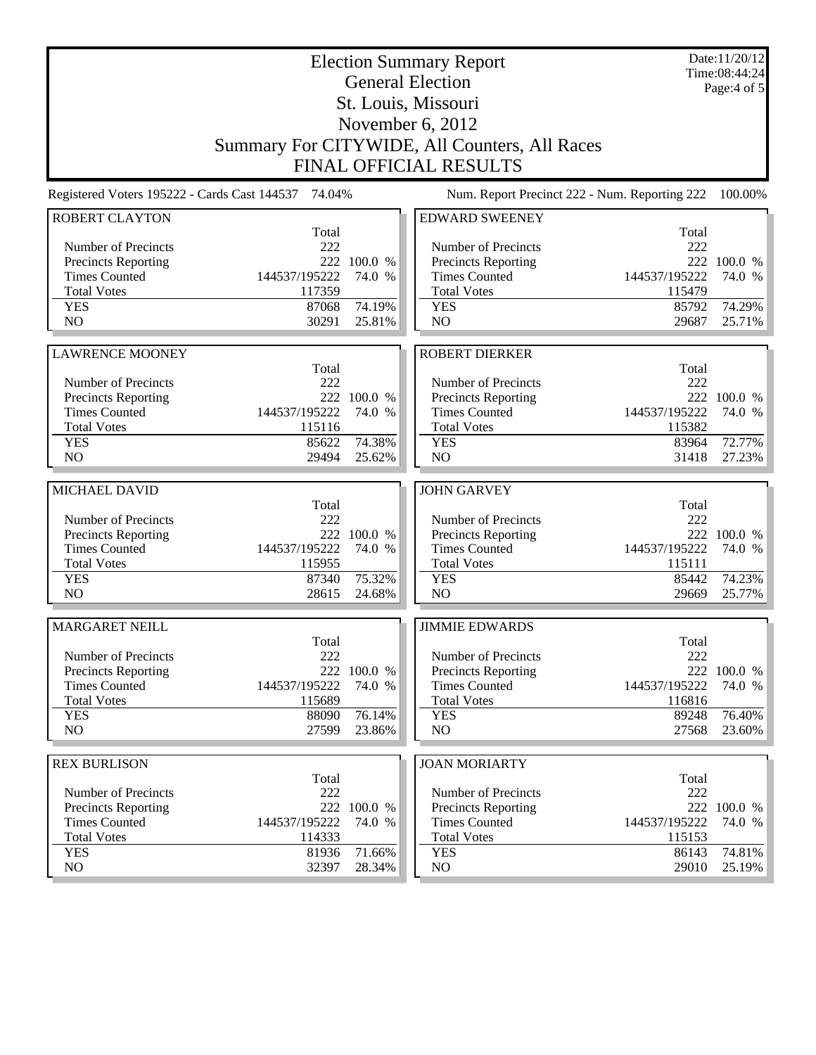# Election Summary Report

## General Election

## St. Louis, Missouri

## November 6, 2012

## Summary For CITYWIDE, All Counters, All Races

## FINAL OFFICIAL RESULTS

Date:11/20/12
Time:08:44:24

Registered Voters 195222 - Cards Cast 144537 74.04%

Num. Report Precinct 222 - Num. Reporting 222 100.00%

### ROBERT CLAYTON

| | Total | |
|---|---|---|
| Number of Precincts | 222 | |
| Precincts Reporting | 222 | 100.0 % |
| Times Counted | 144537/195222 | 74.0 % |
| Total Votes | 117359 | |
| YES | 87068 | 74.19% |
| NO | 30291 | 25.81% |

### LAWRENCE MOONEY

| | Total | |
|---|---|---|
| Number of Precincts | 222 | |
| Precincts Reporting | 222 | 100.0 % |
| Times Counted | 144537/195222 | 74.0 % |
| Total Votes | 115116 | |
| YES | 85622 | 74.38% |
| NO | 29494 | 25.62% |

### MICHAEL DAVID

| | Total | |
|---|---|---|
| Number of Precincts | 222 | |
| Precincts Reporting | 222 | 100.0 % |
| Times Counted | 144537/195222 | 74.0 % |
| Total Votes | 115955 | |
| YES | 87340 | 75.32% |
| NO | 28615 | 24.68% |

### MARGARET NEILL

| | Total | |
|---|---|---|
| Number of Precincts | 222 | |
| Precincts Reporting | 222 | 100.0 % |
| Times Counted | 144537/195222 | 74.0 % |
| Total Votes | 115689 | |
| YES | 88090 | 76.14% |
| NO | 27599 | 23.86% |

### REX BURLISON

| | Total | |
|---|---|---|
| Number of Precincts | 222 | |
| Precincts Reporting | 222 | 100.0 % |
| Times Counted | 144537/195222 | 74.0 % |
| Total Votes | 114333 | |
| YES | 81936 | 71.66% |
| NO | 32397 | 28.34% |

### EDWARD SWEENEY

| | Total | |
|---|---|---|
| Number of Precincts | 222 | |
| Precincts Reporting | 222 | 100.0 % |
| Times Counted | 144537/195222 | 74.0 % |
| Total Votes | 115479 | |
| YES | 85792 | 74.29% |
| NO | 29687 | 25.71% |

### ROBERT DIERKER

| | Total | |
|---|---|---|
| Number of Precincts | 222 | |
| Precincts Reporting | 222 | 100.0 % |
| Times Counted | 144537/195222 | 74.0 % |
| Total Votes | 115382 | |
| YES | 83964 | 72.77% |
| NO | 31418 | 27.23% |

### JOHN GARVEY

| | Total | |
|---|---|---|
| Number of Precincts | 222 | |
| Precincts Reporting | 222 | 100.0 % |
| Times Counted | 144537/195222 | 74.0 % |
| Total Votes | 115111 | |
| YES | 85442 | 74.23% |
| NO | 29669 | 25.77% |

### JIMMIE EDWARDS

| | Total | |
|---|---|---|
| Number of Precincts | 222 | |
| Precincts Reporting | 222 | 100.0 % |
| Times Counted | 144537/195222 | 74.0 % |
| Total Votes | 116816 | |
| YES | 89248 | 76.40% |
| NO | 27568 | 23.60% |

### JOAN MORIARTY

| | Total | |
|---|---|---|
| Number of Precincts | 222 | |
| Precincts Reporting | 222 | 100.0 % |
| Times Counted | 144537/195222 | 74.0 % |
| Total Votes | 115153 | |
| YES | 86143 | 74.81% |
| NO | 29010 | 25.19% |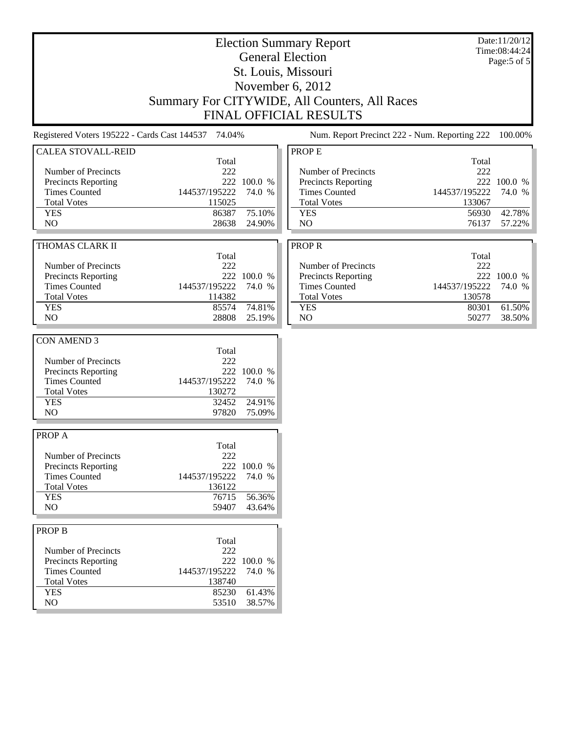# Election Summary Report

## General Election

## St. Louis, Missouri

## November 6, 2012

## Summary For CITYWIDE, All Counters, All Races

## FINAL OFFICIAL RESULTS

Date:11/20/12
Time:08:44:24

Registered Voters 195222 - Cards Cast 144537 74.04%

Num. Report Precinct 222 - Num. Reporting 222 100.00%

### CALEA STOVALL-REID

| | Total | |
|---|---|---|
| Number of Precincts | 222 | |
| Precincts Reporting | 222 | 100.0 % |
| Times Counted | 144537/195222 | 74.0 % |
| Total Votes | 115025 | |
| YES | 86387 | 75.10% |
| NO | 28638 | 24.90% |

### THOMAS CLARK II

| | Total | |
|---|---|---|
| Number of Precincts | 222 | |
| Precincts Reporting | 222 | 100.0 % |
| Times Counted | 144537/195222 | 74.0 % |
| Total Votes | 114382 | |
| YES | 85574 | 74.81% |
| NO | 28808 | 25.19% |

### CON AMEND 3

| | Total | |
|---|---|---|
| Number of Precincts | 222 | |
| Precincts Reporting | 222 | 100.0 % |
| Times Counted | 144537/195222 | 74.0 % |
| Total Votes | 130272 | |
| YES | 32452 | 24.91% |
| NO | 97820 | 75.09% |

### PROP A

| | Total | |
|---|---|---|
| Number of Precincts | 222 | |
| Precincts Reporting | 222 | 100.0 % |
| Times Counted | 144537/195222 | 74.0 % |
| Total Votes | 136122 | |
| YES | 76715 | 56.36% |
| NO | 59407 | 43.64% |

### PROP B

| | Total | |
|---|---|---|
| Number of Precincts | 222 | |
| Precincts Reporting | 222 | 100.0 % |
| Times Counted | 144537/195222 | 74.0 % |
| Total Votes | 138740 | |
| YES | 85230 | 61.43% |
| NO | 53510 | 38.57% |

### PROP E

| | Total | |
|---|---|---|
| Number of Precincts | 222 | |
| Precincts Reporting | 222 | 100.0 % |
| Times Counted | 144537/195222 | 74.0 % |
| Total Votes | 133067 | |
| YES | 56930 | 42.78% |
| NO | 76137 | 57.22% |

### PROP R

| | Total | |
|---|---|---|
| Number of Precincts | 222 | |
| Precincts Reporting | 222 | 100.0 % |
| Times Counted | 144537/195222 | 74.0 % |
| Total Votes | 130578 | |
| YES | 80301 | 61.50% |
| NO | 50277 | 38.50% |